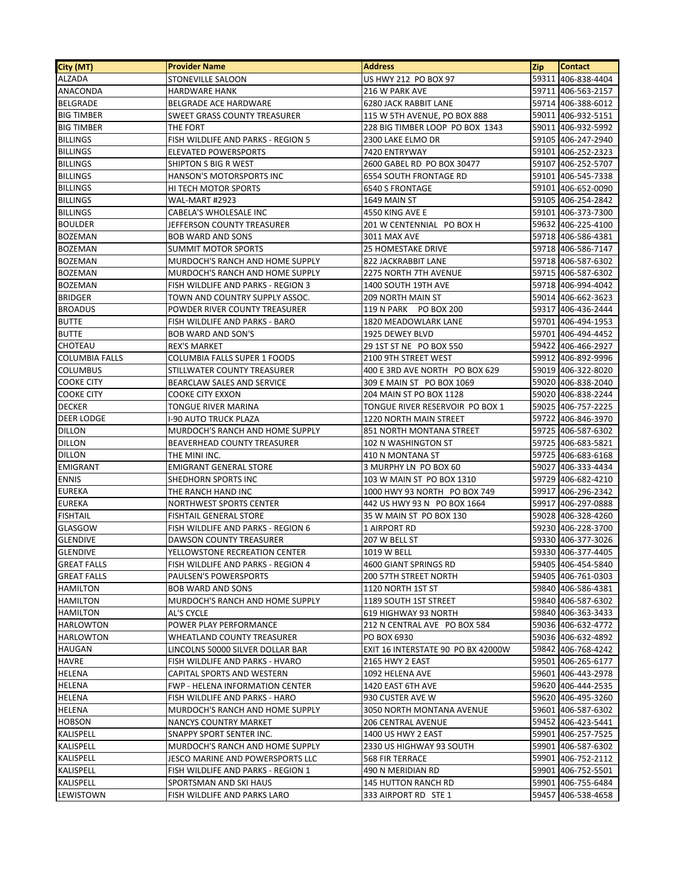| City (MT) | Provider Name | Address | Zip | Contact |
|---|---|---|---|---|
| ALZADA | STONEVILLE SALOON | US HWY 212 PO BOX 97 | 59311 | 406-838-4404 |
| ANACONDA | HARDWARE HANK | 216 W PARK AVE | 59711 | 406-563-2157 |
| BELGRADE | BELGRADE ACE HARDWARE | 6280 JACK RABBIT LANE | 59714 | 406-388-6012 |
| BIG TIMBER | SWEET GRASS COUNTY TREASURER | 115 W 5TH AVENUE, PO BOX 888 | 59011 | 406-932-5151 |
| BIG TIMBER | THE FORT | 228 BIG TIMBER LOOP PO BOX 1343 | 59011 | 406-932-5992 |
| BILLINGS | FISH WILDLIFE AND PARKS - REGION 5 | 2300 LAKE ELMO DR | 59105 | 406-247-2940 |
| BILLINGS | ELEVATED POWERSPORTS | 7420 ENTRYWAY | 59101 | 406-252-2323 |
| BILLINGS | SHIPTON S BIG R WEST | 2600 GABEL RD PO BOX 30477 | 59107 | 406-252-5707 |
| BILLINGS | HANSON'S MOTORSPORTS INC | 6554 SOUTH FRONTAGE RD | 59101 | 406-545-7338 |
| BILLINGS | HI TECH MOTOR SPORTS | 6540 S FRONTAGE | 59101 | 406-652-0090 |
| BILLINGS | WAL-MART #2923 | 1649 MAIN ST | 59105 | 406-254-2842 |
| BILLINGS | CABELA'S WHOLESALE INC | 4550 KING AVE E | 59101 | 406-373-7300 |
| BOULDER | JEFFERSON COUNTY TREASURER | 201 W CENTENNIAL PO BOX H | 59632 | 406-225-4100 |
| BOZEMAN | BOB WARD AND SONS | 3011 MAX AVE | 59718 | 406-586-4381 |
| BOZEMAN | SUMMIT MOTOR SPORTS | 25 HOMESTAKE DRIVE | 59718 | 406-586-7147 |
| BOZEMAN | MURDOCH'S RANCH AND HOME SUPPLY | 822 JACKRABBIT LANE | 59718 | 406-587-6302 |
| BOZEMAN | MURDOCH'S RANCH AND HOME SUPPLY | 2275 NORTH 7TH AVENUE | 59715 | 406-587-6302 |
| BOZEMAN | FISH WILDLIFE AND PARKS - REGION 3 | 1400 SOUTH 19TH AVE | 59718 | 406-994-4042 |
| BRIDGER | TOWN AND COUNTRY SUPPLY ASSOC. | 209 NORTH MAIN ST | 59014 | 406-662-3623 |
| BROADUS | POWDER RIVER COUNTY TREASURER | 119 N PARK PO BOX 200 | 59317 | 406-436-2444 |
| BUTTE | FISH WILDLIFE AND PARKS - BARO | 1820 MEADOWLARK LANE | 59701 | 406-494-1953 |
| BUTTE | BOB WARD AND SON'S | 1925 DEWEY BLVD | 59701 | 406-494-4452 |
| CHOTEAU | REX'S MARKET | 29 1ST ST NE PO BOX 550 | 59422 | 406-466-2927 |
| COLUMBIA FALLS | COLUMBIA FALLS SUPER 1 FOODS | 2100 9TH STREET WEST | 59912 | 406-892-9996 |
| COLUMBUS | STILLWATER COUNTY TREASURER | 400 E 3RD AVE NORTH PO BOX 629 | 59019 | 406-322-8020 |
| COOKE CITY | BEARCLAW SALES AND SERVICE | 309 E MAIN ST PO BOX 1069 | 59020 | 406-838-2040 |
| COOKE CITY | COOKE CITY EXXON | 204 MAIN ST PO BOX 1128 | 59020 | 406-838-2244 |
| DECKER | TONGUE RIVER MARINA | TONGUE RIVER RESERVOIR PO BOX 1 | 59025 | 406-757-2225 |
| DEER LODGE | I-90 AUTO TRUCK PLAZA | 1220 NORTH MAIN STREET | 59722 | 406-846-3970 |
| DILLON | MURDOCH'S RANCH AND HOME SUPPLY | 851 NORTH MONTANA STREET | 59725 | 406-587-6302 |
| DILLON | BEAVERHEAD COUNTY TREASURER | 102 N WASHINGTON ST | 59725 | 406-683-5821 |
| DILLON | THE MINI INC. | 410 N MONTANA ST | 59725 | 406-683-6168 |
| EMIGRANT | EMIGRANT GENERAL STORE | 3 MURPHY LN PO BOX 60 | 59027 | 406-333-4434 |
| ENNIS | SHEDHORN SPORTS INC | 103 W MAIN ST PO BOX 1310 | 59729 | 406-682-4210 |
| EUREKA | THE RANCH HAND INC | 1000 HWY 93 NORTH PO BOX 749 | 59917 | 406-296-2342 |
| EUREKA | NORTHWEST SPORTS CENTER | 442 US HWY 93 N PO BOX 1664 | 59917 | 406-297-0888 |
| FISHTAIL | FISHTAIL GENERAL STORE | 35 W MAIN ST PO BOX 130 | 59028 | 406-328-4260 |
| GLASGOW | FISH WILDLIFE AND PARKS - REGION 6 | 1 AIRPORT RD | 59230 | 406-228-3700 |
| GLENDIVE | DAWSON COUNTY TREASURER | 207 W BELL ST | 59330 | 406-377-3026 |
| GLENDIVE | YELLOWSTONE RECREATION CENTER | 1019 W BELL | 59330 | 406-377-4405 |
| GREAT FALLS | FISH WILDLIFE AND PARKS - REGION 4 | 4600 GIANT SPRINGS RD | 59405 | 406-454-5840 |
| GREAT FALLS | PAULSEN'S POWERSPORTS | 200 57TH STREET NORTH | 59405 | 406-761-0303 |
| HAMILTON | BOB WARD AND SONS | 1120 NORTH 1ST ST | 59840 | 406-586-4381 |
| HAMILTON | MURDOCH'S RANCH AND HOME SUPPLY | 1189 SOUTH 1ST STREET | 59840 | 406-587-6302 |
| HAMILTON | AL'S CYCLE | 619 HIGHWAY 93 NORTH | 59840 | 406-363-3433 |
| HARLOWTON | POWER PLAY PERFORMANCE | 212 N CENTRAL AVE PO BOX 584 | 59036 | 406-632-4772 |
| HARLOWTON | WHEATLAND COUNTY TREASURER | PO BOX 6930 | 59036 | 406-632-4892 |
| HAUGAN | LINCOLNS 50000 SILVER DOLLAR BAR | EXIT 16 INTERSTATE 90 PO BX 42000W | 59842 | 406-768-4242 |
| HAVRE | FISH WILDLIFE AND PARKS - HVARO | 2165 HWY 2 EAST | 59501 | 406-265-6177 |
| HELENA | CAPITAL SPORTS AND WESTERN | 1092 HELENA AVE | 59601 | 406-443-2978 |
| HELENA | FWP - HELENA INFORMATION CENTER | 1420 EAST 6TH AVE | 59620 | 406-444-2535 |
| HELENA | FISH WILDLIFE AND PARKS - HARO | 930 CUSTER AVE W | 59620 | 406-495-3260 |
| HELENA | MURDOCH'S RANCH AND HOME SUPPLY | 3050 NORTH MONTANA AVENUE | 59601 | 406-587-6302 |
| HOBSON | NANCYS COUNTRY MARKET | 206 CENTRAL AVENUE | 59452 | 406-423-5441 |
| KALISPELL | SNAPPY SPORT SENTER INC. | 1400 US HWY 2 EAST | 59901 | 406-257-7525 |
| KALISPELL | MURDOCH'S RANCH AND HOME SUPPLY | 2330 US HIGHWAY 93 SOUTH | 59901 | 406-587-6302 |
| KALISPELL | JESCO MARINE AND POWERSPORTS LLC | 568 FIR TERRACE | 59901 | 406-752-2112 |
| KALISPELL | FISH WILDLIFE AND PARKS - REGION 1 | 490 N MERIDIAN RD | 59901 | 406-752-5501 |
| KALISPELL | SPORTSMAN AND SKI HAUS | 145 HUTTON RANCH RD | 59901 | 406-755-6484 |
| LEWISTOWN | FISH WILDLIFE AND PARKS LARO | 333 AIRPORT RD STE 1 | 59457 | 406-538-4658 |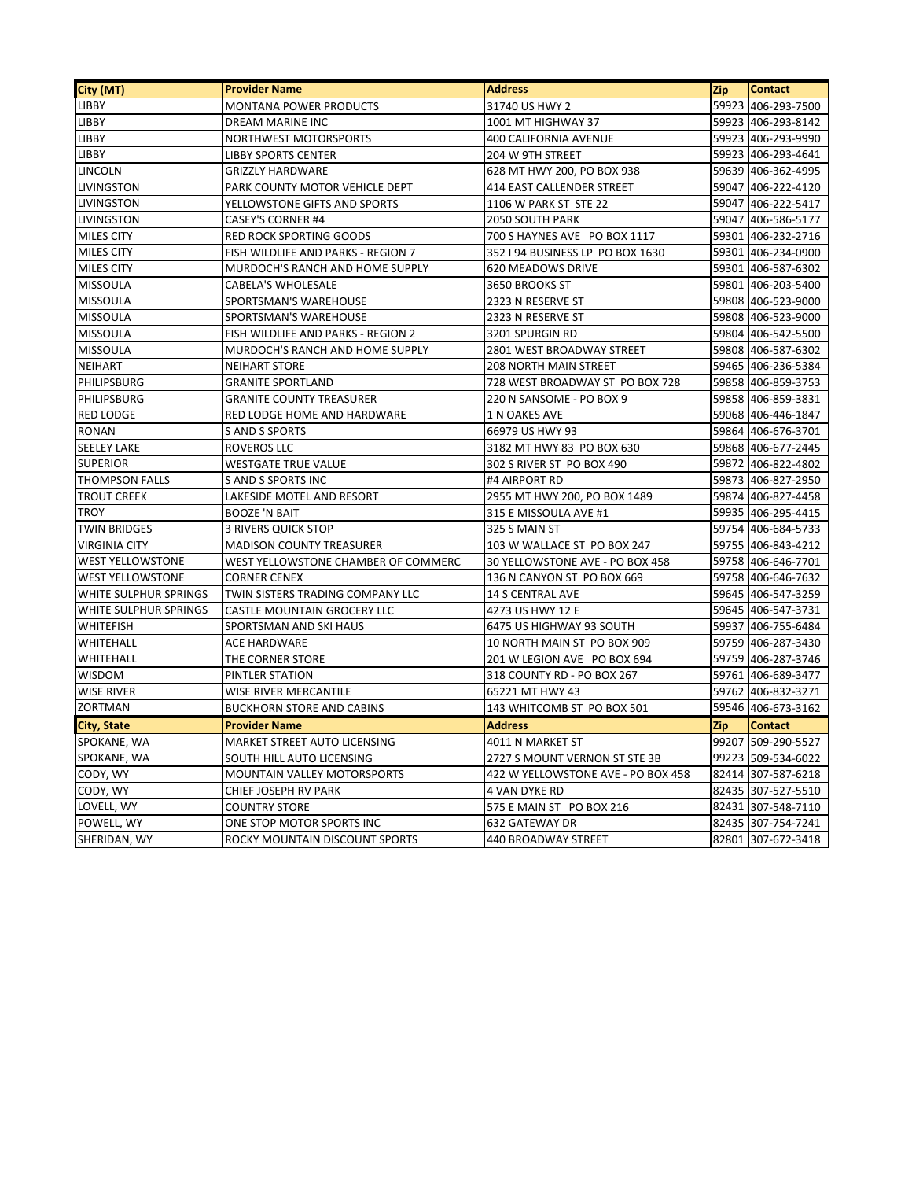| City (MT) | Provider Name | Address | Zip | Contact |
|---|---|---|---|---|
| LIBBY | MONTANA POWER PRODUCTS | 31740 US HWY 2 | 59923 | 406-293-7500 |
| LIBBY | DREAM MARINE INC | 1001 MT HIGHWAY 37 | 59923 | 406-293-8142 |
| LIBBY | NORTHWEST MOTORSPORTS | 400 CALIFORNIA AVENUE | 59923 | 406-293-9990 |
| LIBBY | LIBBY SPORTS CENTER | 204 W 9TH STREET | 59923 | 406-293-4641 |
| LINCOLN | GRIZZLY HARDWARE | 628 MT HWY 200, PO BOX 938 | 59639 | 406-362-4995 |
| LIVINGSTON | PARK COUNTY MOTOR VEHICLE DEPT | 414 EAST CALLENDER STREET | 59047 | 406-222-4120 |
| LIVINGSTON | YELLOWSTONE GIFTS AND SPORTS | 1106 W PARK ST STE 22 | 59047 | 406-222-5417 |
| LIVINGSTON | CASEY'S CORNER #4 | 2050 SOUTH PARK | 59047 | 406-586-5177 |
| MILES CITY | RED ROCK SPORTING GOODS | 700 S HAYNES AVE PO BOX 1117 | 59301 | 406-232-2716 |
| MILES CITY | FISH WILDLIFE AND PARKS - REGION 7 | 352 I 94 BUSINESS LP PO BOX 1630 | 59301 | 406-234-0900 |
| MILES CITY | MURDOCH'S RANCH AND HOME SUPPLY | 620 MEADOWS DRIVE | 59301 | 406-587-6302 |
| MISSOULA | CABELA'S WHOLESALE | 3650 BROOKS ST | 59801 | 406-203-5400 |
| MISSOULA | SPORTSMAN'S WAREHOUSE | 2323 N RESERVE ST | 59808 | 406-523-9000 |
| MISSOULA | SPORTSMAN'S WAREHOUSE | 2323 N RESERVE ST | 59808 | 406-523-9000 |
| MISSOULA | FISH WILDLIFE AND PARKS - REGION 2 | 3201 SPURGIN RD | 59804 | 406-542-5500 |
| MISSOULA | MURDOCH'S RANCH AND HOME SUPPLY | 2801 WEST BROADWAY STREET | 59808 | 406-587-6302 |
| NEIHART | NEIHART STORE | 208 NORTH MAIN STREET | 59465 | 406-236-5384 |
| PHILIPSBURG | GRANITE SPORTLAND | 728 WEST BROADWAY ST PO BOX 728 | 59858 | 406-859-3753 |
| PHILIPSBURG | GRANITE COUNTY TREASURER | 220 N SANSOME - PO BOX 9 | 59858 | 406-859-3831 |
| RED LODGE | RED LODGE HOME AND HARDWARE | 1 N OAKES AVE | 59068 | 406-446-1847 |
| RONAN | S AND S SPORTS | 66979 US HWY 93 | 59864 | 406-676-3701 |
| SEELEY LAKE | ROVEROS LLC | 3182 MT HWY 83 PO BOX 630 | 59868 | 406-677-2445 |
| SUPERIOR | WESTGATE TRUE VALUE | 302 S RIVER ST PO BOX 490 | 59872 | 406-822-4802 |
| THOMPSON FALLS | S AND S SPORTS INC | #4 AIRPORT RD | 59873 | 406-827-2950 |
| TROUT CREEK | LAKESIDE MOTEL AND RESORT | 2955 MT HWY 200, PO BOX 1489 | 59874 | 406-827-4458 |
| TROY | BOOZE 'N BAIT | 315 E MISSOULA AVE #1 | 59935 | 406-295-4415 |
| TWIN BRIDGES | 3 RIVERS QUICK STOP | 325 S MAIN ST | 59754 | 406-684-5733 |
| VIRGINIA CITY | MADISON COUNTY TREASURER | 103 W WALLACE ST PO BOX 247 | 59755 | 406-843-4212 |
| WEST YELLOWSTONE | WEST YELLOWSTONE CHAMBER OF COMMERC | 30 YELLOWSTONE AVE - PO BOX 458 | 59758 | 406-646-7701 |
| WEST YELLOWSTONE | CORNER CENEX | 136 N CANYON ST PO BOX 669 | 59758 | 406-646-7632 |
| WHITE SULPHUR SPRINGS | TWIN SISTERS TRADING COMPANY LLC | 14 S CENTRAL AVE | 59645 | 406-547-3259 |
| WHITE SULPHUR SPRINGS | CASTLE MOUNTAIN GROCERY LLC | 4273 US HWY 12 E | 59645 | 406-547-3731 |
| WHITEFISH | SPORTSMAN AND SKI HAUS | 6475 US HIGHWAY 93 SOUTH | 59937 | 406-755-6484 |
| WHITEHALL | ACE HARDWARE | 10 NORTH MAIN ST PO BOX 909 | 59759 | 406-287-3430 |
| WHITEHALL | THE CORNER STORE | 201 W LEGION AVE PO BOX 694 | 59759 | 406-287-3746 |
| WISDOM | PINTLER STATION | 318 COUNTY RD - PO BOX 267 | 59761 | 406-689-3477 |
| WISE RIVER | WISE RIVER MERCANTILE | 65221 MT HWY 43 | 59762 | 406-832-3271 |
| ZORTMAN | BUCKHORN STORE AND CABINS | 143 WHITCOMB ST PO BOX 501 | 59546 | 406-673-3162 |
| **City, State** | **Provider Name** | **Address** | **Zip** | **Contact** |
| SPOKANE, WA | MARKET STREET AUTO LICENSING | 4011 N MARKET ST | 99207 | 509-290-5527 |
| SPOKANE, WA | SOUTH HILL AUTO LICENSING | 2727 S MOUNT VERNON ST STE 3B | 99223 | 509-534-6022 |
| CODY, WY | MOUNTAIN VALLEY MOTORSPORTS | 422 W YELLOWSTONE AVE - PO BOX 458 | 82414 | 307-587-6218 |
| CODY, WY | CHIEF JOSEPH RV PARK | 4 VAN DYKE RD | 82435 | 307-527-5510 |
| LOVELL, WY | COUNTRY STORE | 575 E MAIN ST PO BOX 216 | 82431 | 307-548-7110 |
| POWELL, WY | ONE STOP MOTOR SPORTS INC | 632 GATEWAY DR | 82435 | 307-754-7241 |
| SHERIDAN, WY | ROCKY MOUNTAIN DISCOUNT SPORTS | 440 BROADWAY STREET | 82801 | 307-672-3418 |